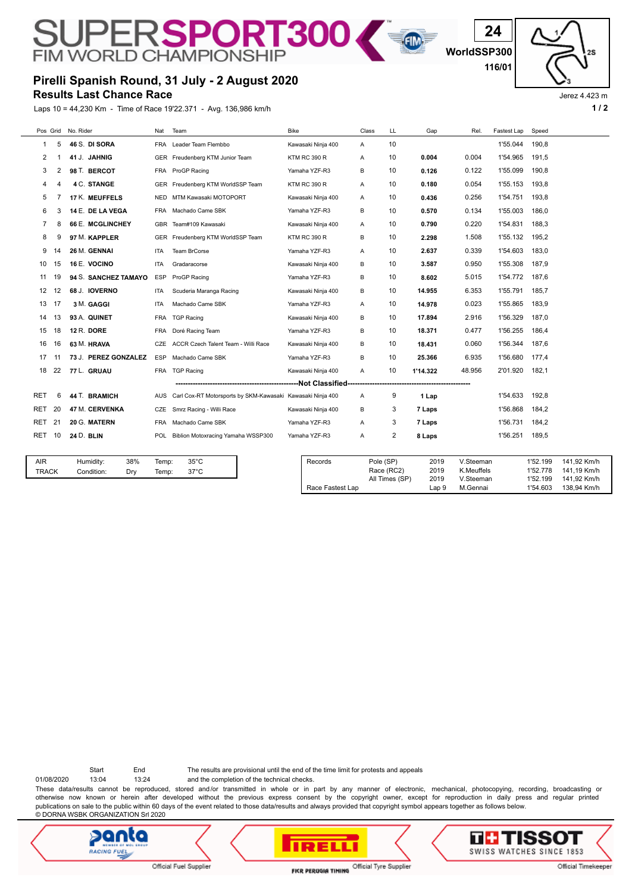# SUPERSPORT300 FIM WORLD CHAMPIONSHIP

24
WorldSSP300
116/01

## Pirelli Spanish Round, 31 July - 2 August 2020
## Results Last Chance Race

Jerez 4.423 m

Laps 10 = 44,230 Km - Time of Race 19'22.371 - Avg. 136,986 km/h

| Pos | Grid | No. Rider | Nat | Team | Bike | Class | LL | Gap | Rel. | Fastest Lap | Speed |
|---|---|---|---|---|---|---|---|---|---|---|---|
| 1 | 5 | 46 S. **DI SORA** | FRA | Leader Team Flembbo | Kawasaki Ninja 400 | A | 10 | | | 1'55.044 | 190,8 |
| 2 | 1 | 41 J. **JAHNIG** | GER | Freudenberg KTM Junior Team | KTM RC 390 R | A | 10 | **0.004** | 0.004 | 1'54.965 | 191,5 |
| 3 | 2 | 98 T. **BERCOT** | FRA | ProGP Racing | Yamaha YZF-R3 | B | 10 | **0.126** | 0.122 | 1'55.099 | 190,8 |
| 4 | 4 | 4 C. **STANGE** | GER | Freudenberg KTM WorldSSP Team | KTM RC 390 R | A | 10 | **0.180** | 0.054 | 1'55.153 | 193,8 |
| 5 | 7 | 17 K. **MEUFFELS** | NED | MTM Kawasaki MOTOPORT | Kawasaki Ninja 400 | A | 10 | **0.436** | 0.256 | 1'54.751 | 193,8 |
| 6 | 3 | 14 E. **DE LA VEGA** | FRA | Machado Came SBK | Yamaha YZF-R3 | B | 10 | **0.570** | 0.134 | 1'55.003 | 186,0 |
| 7 | 8 | 66 E. **MCGLINCHEY** | GBR | Team#109 Kawasaki | Kawasaki Ninja 400 | A | 10 | **0.790** | 0.220 | 1'54.831 | 188,3 |
| 8 | 9 | 97 M. **KAPPLER** | GER | Freudenberg KTM WorldSSP Team | KTM RC 390 R | B | 10 | **2.298** | 1.508 | 1'55.132 | 195,2 |
| 9 | 14 | 26 M. **GENNAI** | ITA | Team BrCorse | Yamaha YZF-R3 | A | 10 | **2.637** | 0.339 | 1'54.603 | 183,0 |
| 10 | 15 | 16 E. **VOCINO** | ITA | Gradaracorse | Kawasaki Ninja 400 | B | 10 | **3.587** | 0.950 | 1'55.308 | 187,9 |
| 11 | 19 | 94 S. **SANCHEZ TAMAYO** | ESP | ProGP Racing | Yamaha YZF-R3 | B | 10 | **8.602** | 5.015 | 1'54.772 | 187,6 |
| 12 | 12 | 68 J. **IOVERNO** | ITA | Scuderia Maranga Racing | Kawasaki Ninja 400 | B | 10 | **14.955** | 6.353 | 1'55.791 | 185,7 |
| 13 | 17 | 3 M. **GAGGI** | ITA | Machado Came SBK | Yamaha YZF-R3 | A | 10 | **14.978** | 0.023 | 1'55.865 | 183,9 |
| 14 | 13 | 93 A. **QUINET** | FRA | TGP Racing | Kawasaki Ninja 400 | B | 10 | **17.894** | 2.916 | 1'56.329 | 187,0 |
| 15 | 18 | 12 R. **DORE** | FRA | Doré Racing Team | Yamaha YZF-R3 | B | 10 | **18.371** | 0.477 | 1'56.255 | 186,4 |
| 16 | 16 | 63 M. **HRAVA** | CZE | ACCR Czech Talent Team - Willi Race | Kawasaki Ninja 400 | B | 10 | **18.431** | 0.060 | 1'56.344 | 187,6 |
| 17 | 11 | 73 J. **PEREZ GONZALEZ** | ESP | Machado Came SBK | Yamaha YZF-R3 | B | 10 | **25.366** | 6.935 | 1'56.680 | 177,4 |
| 18 | 22 | 77 L. **GRUAU** | FRA | TGP Racing | Kawasaki Ninja 400 | A | 10 | **1'14.322** | 48.956 | 2'01.920 | 182,1 |
| | | | | **Not Classified** | | | | | | | |
| RET | 6 | 44 T. **BRAMICH** | AUS | Carl Cox-RT Motorsports by SKM-Kawasaki | Kawasaki Ninja 400 | A | 9 | **1 Lap** | | 1'54.633 | 192,8 |
| RET | 20 | 47 M. **CERVENKA** | CZE | Smrz Racing - Willi Race | Kawasaki Ninja 400 | B | 3 | **7 Laps** | | 1'56.868 | 184,2 |
| RET | 21 | 20 G. **MATERN** | FRA | Machado Came SBK | Yamaha YZF-R3 | A | 3 | **7 Laps** | | 1'56.731 | 184,2 |
| RET | 10 | 24 D. **BLIN** | POL | Biblion Motoxracing Yamaha WSSP300 | Yamaha YZF-R3 | A | 2 | **8 Laps** | | 1'56.251 | 189,5 |

| | | | | |
|---|---|---|---|---|
| AIR | Humidity: | 38% | Temp: | 35°C |
| TRACK | Condition: | Dry | Temp: | 37°C |

| Records | | | | | |
|---|---|---|---|---|---|
| | Pole (SP) | 2019 | V.Steeman | 1'52.199 | 141,92 Km/h |
| | Race (RC2) | 2019 | K.Meuffels | 1'52.778 | 141,19 Km/h |
| | All Times (SP) | 2019 | V.Steeman | 1'52.199 | 141,92 Km/h |
| Race Fastest Lap | | Lap 9 | M.Gennai | 1'54.603 | 138,94 Km/h |

| | Start | End |
|---|---|---|
| 01/08/2020 | 13:04 | 13:24 |

The results are provisional until the end of the time limit for protests and appeals and the completion of the technical checks.

These data/results cannot be reproduced, stored and/or transmitted in whole or in part by any manner of electronic, mechanical, photocopying, recording, broadcasting or otherwise now known or herein after developed without the previous express consent by the copyright owner, except for reproduction in daily press and regular printed publications on sale to the public within 60 days of the event related to those data/results and always provided that copyright symbol appears together as follows below.
© DORNA WSBK ORGANIZATION Srl 2020

Official Fuel Supplier — Official Tyre Supplier — Official Timekeeper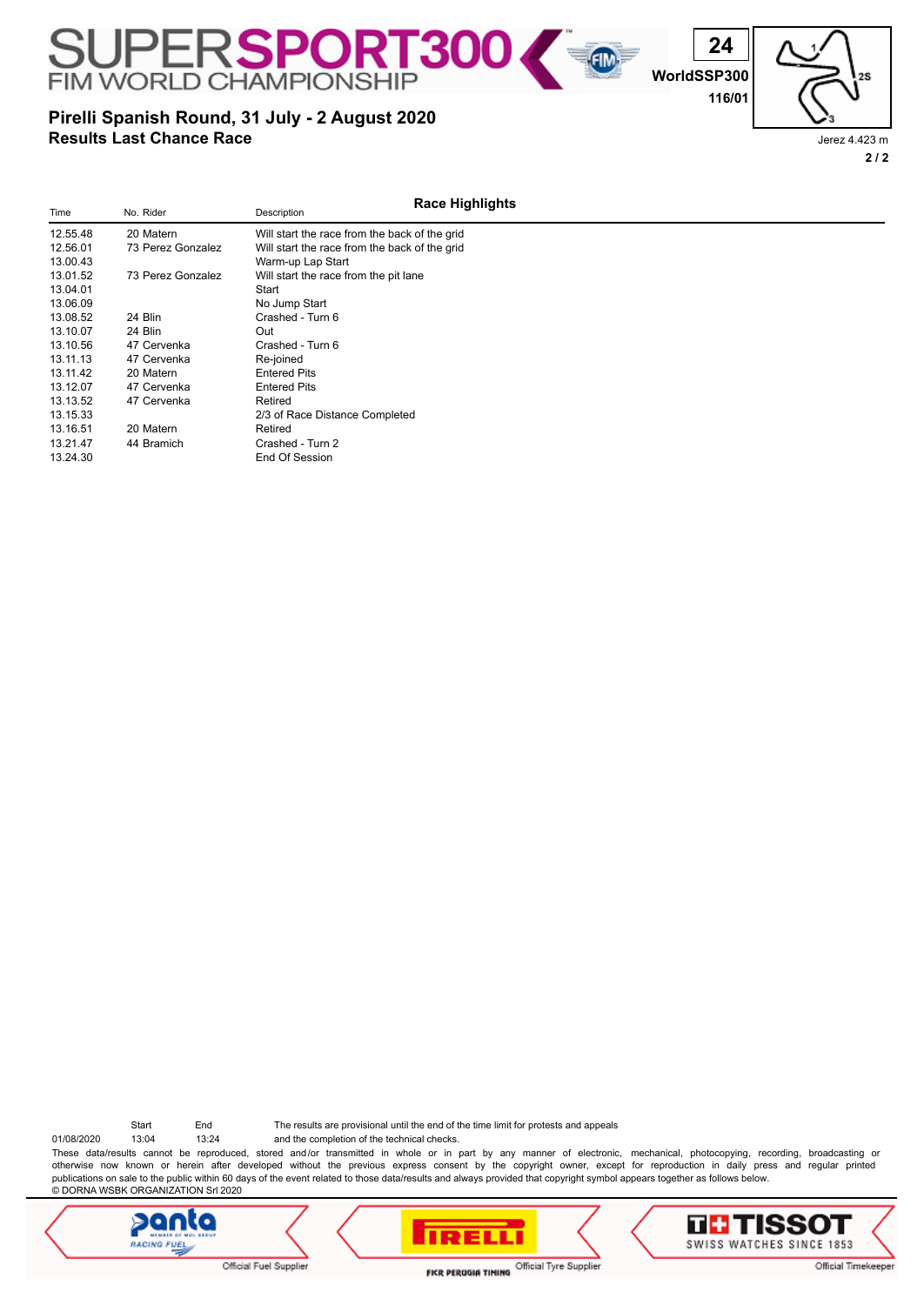SUPERSPORT300 FIM WORLD CHAMPIONSHIP

24 WorldSSP300 116/01

## Pirelli Spanish Round, 31 July - 2 August 2020
### Results Last Chance Race

Jerez 4.423 m

### Race Highlights

| Time | No. Rider | Description |
|---|---|---|
| 12.55.48 | 20 Matern | Will start the race from the back of the grid |
| 12.56.01 | 73 Perez Gonzalez | Will start the race from the back of the grid |
| 13.00.43 | | Warm-up Lap Start |
| 13.01.52 | 73 Perez Gonzalez | Will start the race from the pit lane |
| 13.04.01 | | Start |
| 13.06.09 | | No Jump Start |
| 13.08.52 | 24 Blin | Crashed - Turn 6 |
| 13.10.07 | 24 Blin | Out |
| 13.10.56 | 47 Cervenka | Crashed - Turn 6 |
| 13.11.13 | 47 Cervenka | Re-joined |
| 13.11.42 | 20 Matern | Entered Pits |
| 13.12.07 | 47 Cervenka | Entered Pits |
| 13.13.52 | 47 Cervenka | Retired |
| 13.15.33 | | 2/3 of Race Distance Completed |
| 13.16.51 | 20 Matern | Retired |
| 13.21.47 | 44 Bramich | Crashed - Turn 2 |
| 13.24.30 | | End Of Session |

| | Start | End | |
|---|---|---|---|
| 01/08/2020 | 13:04 | 13:24 | The results are provisional until the end of the time limit for protests and appeals and the completion of the technical checks. |

These data/results cannot be reproduced, stored and/or transmitted in whole or in part by any manner of electronic, mechanical, photocopying, recording, broadcasting or otherwise now known or herein after developed without the previous express consent by the copyright owner, except for reproduction in daily press and regular printed publications on sale to the public within 60 days of the event related to those data/results and always provided that copyright symbol appears together as follows below.
© DORNA WSBK ORGANIZATION Srl 2020

Official Fuel Supplier — Official Tyre Supplier — FICR PERUGIA TIMING — Official Timekeeper